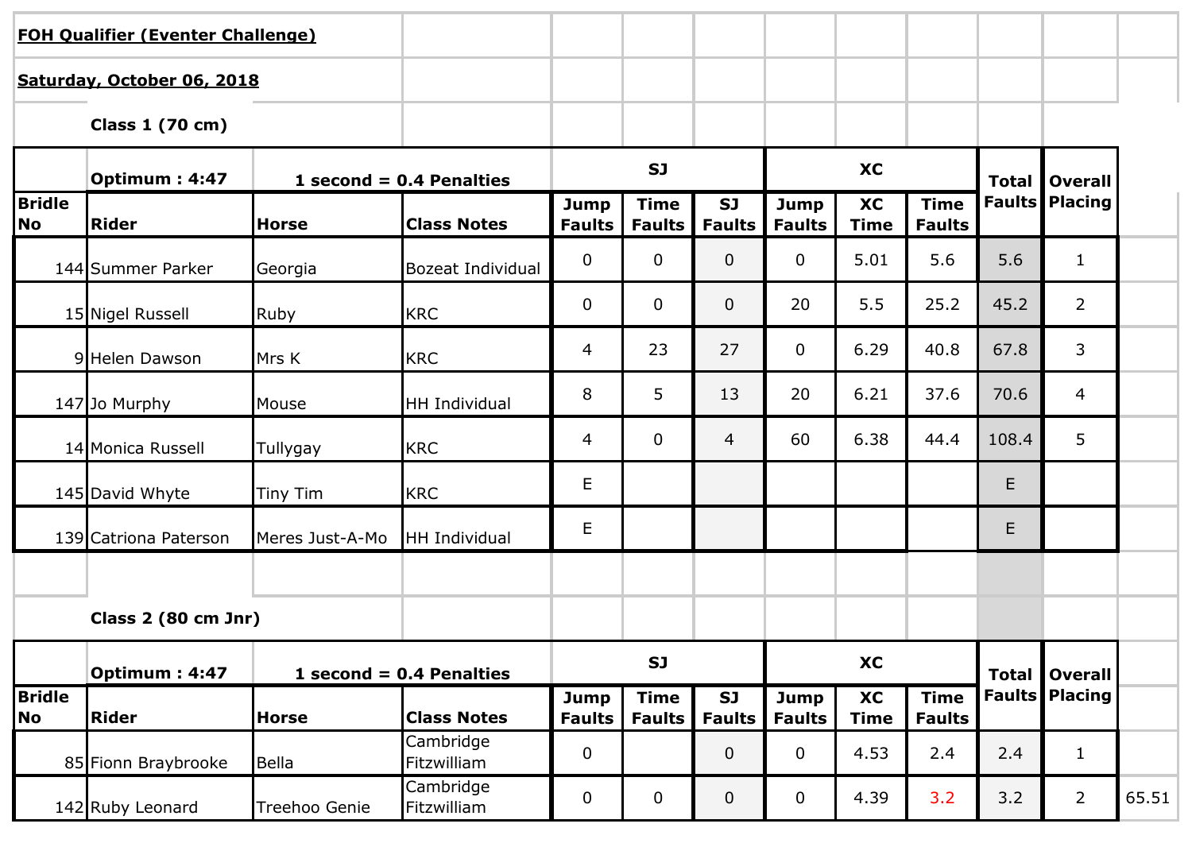**FOH Qualifier (Eventer Challenge)**

**Saturday, October 06, 2018**

**Class 1 (70 cm)**

| | Optimum : 4:47 | 1 second = 0.4 Penalties | | SJ | | | XC | | | Total Faults | Overall Placing |
|---|---|---|---|---|---|---|---|---|---|---|---|
| Bridle No | Rider | Horse | Class Notes | Jump Faults | Time Faults | SJ Faults | Jump Faults | XC Time | Time Faults | | |
| 144 | Summer Parker | Georgia | Bozeat Individual | 0 | 0 | 0 | 0 | 5.01 | 5.6 | 5.6 | 1 |
| 15 | Nigel Russell | Ruby | KRC | 0 | 0 | 0 | 20 | 5.5 | 25.2 | 45.2 | 2 |
| 9 | Helen Dawson | Mrs K | KRC | 4 | 23 | 27 | 0 | 6.29 | 40.8 | 67.8 | 3 |
| 147 | Jo Murphy | Mouse | HH Individual | 8 | 5 | 13 | 20 | 6.21 | 37.6 | 70.6 | 4 |
| 14 | Monica Russell | Tullygay | KRC | 4 | 0 | 4 | 60 | 6.38 | 44.4 | 108.4 | 5 |
| 145 | David Whyte | Tiny Tim | KRC | E | | | | | | E | |
| 139 | Catriona Paterson | Meres Just-A-Mo | HH Individual | E | | | | | | E | |

**Class 2 (80 cm Jnr)**

| | Optimum : 4:47 | 1 second = 0.4 Penalties | | SJ | | | XC | | | Total Faults | Overall Placing | |
|---|---|---|---|---|---|---|---|---|---|---|---|---|
| Bridle No | Rider | Horse | Class Notes | Jump Faults | Time Faults | SJ Faults | Jump Faults | XC Time | Time Faults | | | |
| 85 | Fionn Braybrooke | Bella | Cambridge Fitzwilliam | 0 | | 0 | 0 | 4.53 | 2.4 | 2.4 | 1 | |
| 142 | Ruby Leonard | Treehoo Genie | Cambridge Fitzwilliam | 0 | 0 | 0 | 0 | 4.39 | 3.2 | 3.2 | 2 | 65.51 |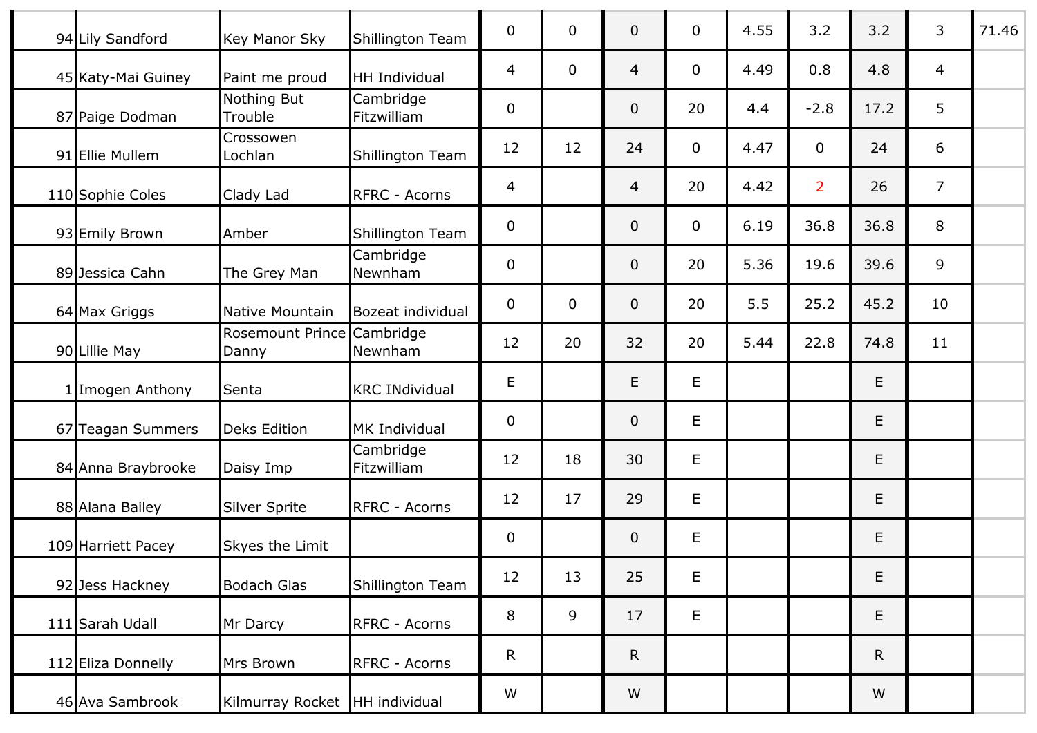| | | | | | | | | | | | | |
|---|---|---|---|---|---|---|---|---|---|---|---|---|
| 94 | Lily Sandford | Key Manor Sky | Shillington Team | 0 | 0 | 0 | 0 | 4.55 | 3.2 | 3.2 | 3 | 71.46 |
| 45 | Katy-Mai Guiney | Paint me proud | HH Individual | 4 | 0 | 4 | 0 | 4.49 | 0.8 | 4.8 | 4 | |
| 87 | Paige Dodman | Nothing But Trouble | Cambridge Fitzwilliam | 0 | | 0 | 20 | 4.4 | -2.8 | 17.2 | 5 | |
| 91 | Ellie Mullem | Crossowen Lochlan | Shillington Team | 12 | 12 | 24 | 0 | 4.47 | 0 | 24 | 6 | |
| 110 | Sophie Coles | Clady Lad | RFRC - Acorns | 4 | | 4 | 20 | 4.42 | 2 | 26 | 7 | |
| 93 | Emily Brown | Amber | Shillington Team | 0 | | 0 | 0 | 6.19 | 36.8 | 36.8 | 8 | |
| 89 | Jessica Cahn | The Grey Man | Cambridge Newnham | 0 | | 0 | 20 | 5.36 | 19.6 | 39.6 | 9 | |
| 64 | Max Griggs | Native Mountain | Bozeat individual | 0 | 0 | 0 | 20 | 5.5 | 25.2 | 45.2 | 10 | |
| 90 | Lillie May | Rosemount Prince Danny | Cambridge Newnham | 12 | 20 | 32 | 20 | 5.44 | 22.8 | 74.8 | 11 | |
| 1 | Imogen Anthony | Senta | KRC INdividual | E | | E | E | | | E | | |
| 67 | Teagan Summers | Deks Edition | MK Individual | 0 | | 0 | E | | | E | | |
| 84 | Anna Braybrooke | Daisy Imp | Cambridge Fitzwilliam | 12 | 18 | 30 | E | | | E | | |
| 88 | Alana Bailey | Silver Sprite | RFRC - Acorns | 12 | 17 | 29 | E | | | E | | |
| 109 | Harriett Pacey | Skyes the Limit | | 0 | | 0 | E | | | E | | |
| 92 | Jess Hackney | Bodach Glas | Shillington Team | 12 | 13 | 25 | E | | | E | | |
| 111 | Sarah Udall | Mr Darcy | RFRC - Acorns | 8 | 9 | 17 | E | | | E | | |
| 112 | Eliza Donnelly | Mrs Brown | RFRC - Acorns | R | | R | | | | R | | |
| 46 | Ava Sambrook | Kilmurray Rocket | HH individual | W | | W | | | | W | | |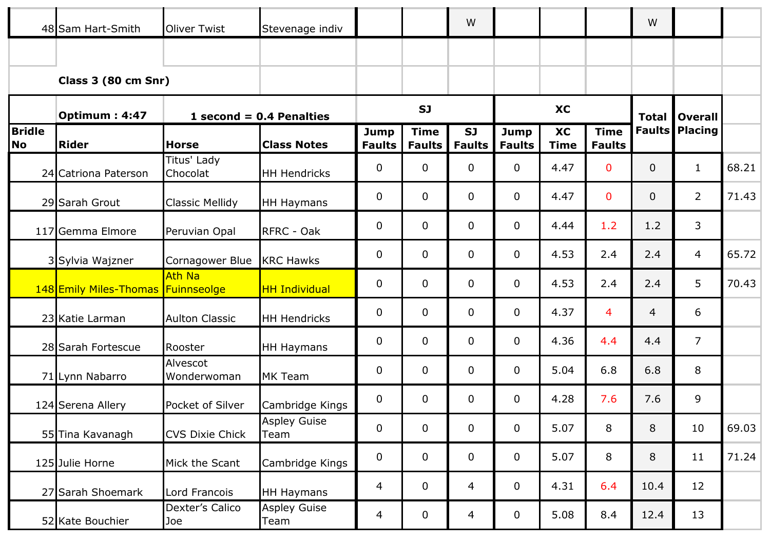| | | | | | | | | | | | | |
|---|---|---|---|---|---|---|---|---|---|---|---|---|
| 48 | Sam Hart-Smith | Oliver Twist | Stevenage indiv | | | W | | | | W | | |

**Class 3 (80 cm Snr)**

| | Optimum : 4:47 | 1 second = 0.4 Penalties | | SJ | | | XC | | | Total Faults | Overall Placing | |
|---|---|---|---|---|---|---|---|---|---|---|---|---|
| Bridle No | Rider | Horse | Class Notes | Jump Faults | Time Faults | SJ Faults | Jump Faults | XC Time | Time Faults | | | |
| 24 | Catriona Paterson | Titus' Lady Chocolat | HH Hendricks | 0 | 0 | 0 | 0 | 4.47 | 0 | 0 | 1 | 68.21 |
| 29 | Sarah Grout | Classic Mellidy | HH Haymans | 0 | 0 | 0 | 0 | 4.47 | 0 | 0 | 2 | 71.43 |
| 117 | Gemma Elmore | Peruvian Opal | RFRC - Oak | 0 | 0 | 0 | 0 | 4.44 | 1.2 | 1.2 | 3 | |
| 3 | Sylvia Wajzner | Cornagower Blue | KRC Hawks | 0 | 0 | 0 | 0 | 4.53 | 2.4 | 2.4 | 4 | 65.72 |
| 148 | Emily Miles-Thomas | Ath Na Fuinnseolge | HH Individual | 0 | 0 | 0 | 0 | 4.53 | 2.4 | 2.4 | 5 | 70.43 |
| 23 | Katie Larman | Aulton Classic | HH Hendricks | 0 | 0 | 0 | 0 | 4.37 | 4 | 4 | 6 | |
| 28 | Sarah Fortescue | Rooster | HH Haymans | 0 | 0 | 0 | 0 | 4.36 | 4.4 | 4.4 | 7 | |
| 71 | Lynn Nabarro | Alvescot Wonderwoman | MK Team | 0 | 0 | 0 | 0 | 5.04 | 6.8 | 6.8 | 8 | |
| 124 | Serena Allery | Pocket of Silver | Cambridge Kings | 0 | 0 | 0 | 0 | 4.28 | 7.6 | 7.6 | 9 | |
| 55 | Tina Kavanagh | CVS Dixie Chick | Aspley Guise Team | 0 | 0 | 0 | 0 | 5.07 | 8 | 8 | 10 | 69.03 |
| 125 | Julie Horne | Mick the Scant | Cambridge Kings | 0 | 0 | 0 | 0 | 5.07 | 8 | 8 | 11 | 71.24 |
| 27 | Sarah Shoemark | Lord Francois | HH Haymans | 4 | 0 | 4 | 0 | 4.31 | 6.4 | 10.4 | 12 | |
| 52 | Kate Bouchier | Dexter's Calico Joe | Aspley Guise Team | 4 | 0 | 4 | 0 | 5.08 | 8.4 | 12.4 | 13 | |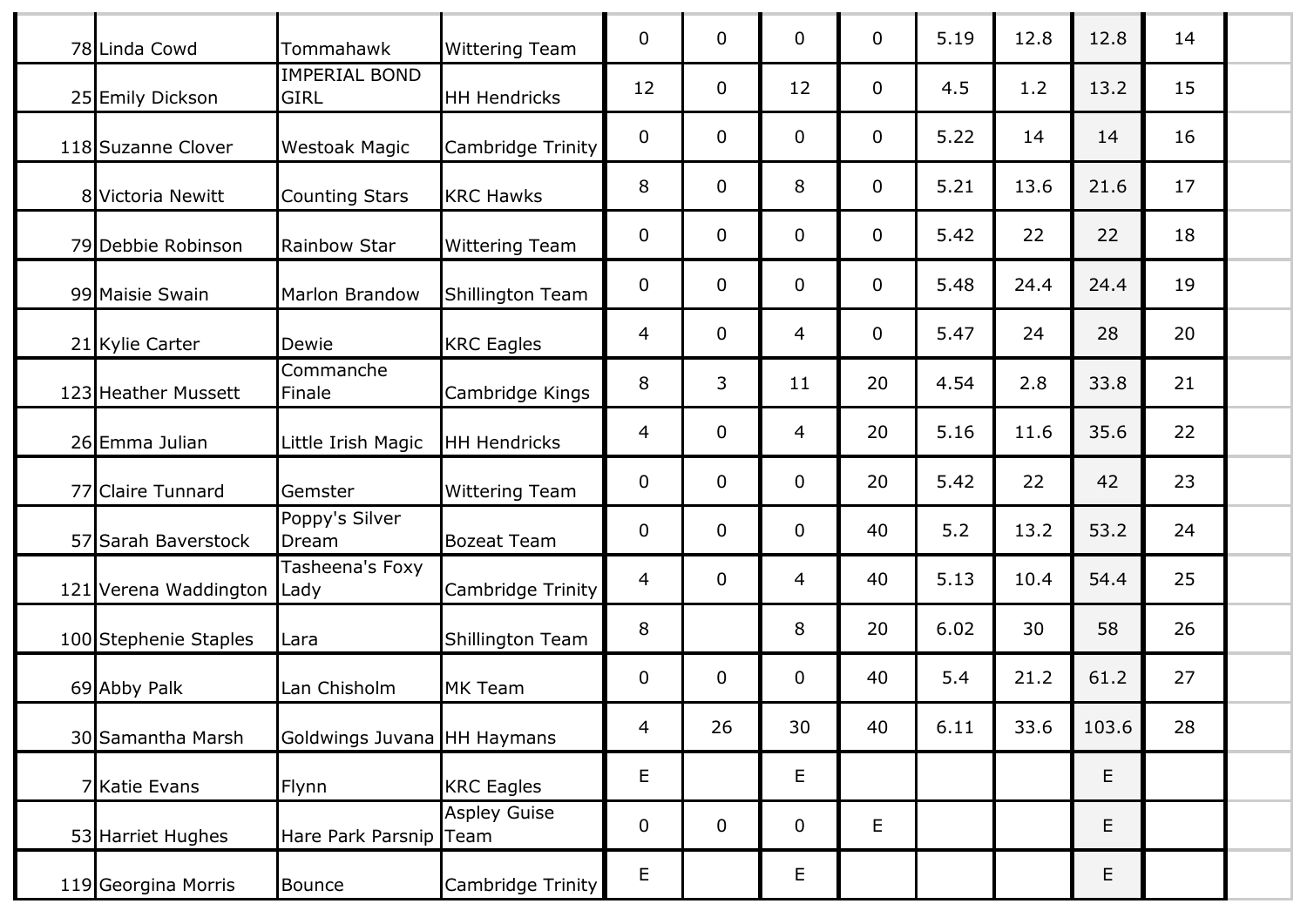| | | | | | | | | | | | | |
|---|---|---|---|---|---|---|---|---|---|---|---|---|
| 78 | Linda Cowd | Tommahawk | Wittering Team | 0 | 0 | 0 | 0 | 5.19 | 12.8 | 12.8 | 14 | |
| 25 | Emily Dickson | IMPERIAL BOND GIRL | HH Hendricks | 12 | 0 | 12 | 0 | 4.5 | 1.2 | 13.2 | 15 | |
| 118 | Suzanne Clover | Westoak Magic | Cambridge Trinity | 0 | 0 | 0 | 0 | 5.22 | 14 | 14 | 16 | |
| 8 | Victoria Newitt | Counting Stars | KRC Hawks | 8 | 0 | 8 | 0 | 5.21 | 13.6 | 21.6 | 17 | |
| 79 | Debbie Robinson | Rainbow Star | Wittering Team | 0 | 0 | 0 | 0 | 5.42 | 22 | 22 | 18 | |
| 99 | Maisie Swain | Marlon Brandow | Shillington Team | 0 | 0 | 0 | 0 | 5.48 | 24.4 | 24.4 | 19 | |
| 21 | Kylie Carter | Dewie | KRC Eagles | 4 | 0 | 4 | 0 | 5.47 | 24 | 28 | 20 | |
| 123 | Heather Mussett | Commanche Finale | Cambridge Kings | 8 | 3 | 11 | 20 | 4.54 | 2.8 | 33.8 | 21 | |
| 26 | Emma Julian | Little Irish Magic | HH Hendricks | 4 | 0 | 4 | 20 | 5.16 | 11.6 | 35.6 | 22 | |
| 77 | Claire Tunnard | Gemster | Wittering Team | 0 | 0 | 0 | 20 | 5.42 | 22 | 42 | 23 | |
| 57 | Sarah Baverstock | Poppy's Silver Dream | Bozeat Team | 0 | 0 | 0 | 40 | 5.2 | 13.2 | 53.2 | 24 | |
| 121 | Verena Waddington | Tasheena's Foxy Lady | Cambridge Trinity | 4 | 0 | 4 | 40 | 5.13 | 10.4 | 54.4 | 25 | |
| 100 | Stephenie Staples | Lara | Shillington Team | 8 | | 8 | 20 | 6.02 | 30 | 58 | 26 | |
| 69 | Abby Palk | Lan Chisholm | MK Team | 0 | 0 | 0 | 40 | 5.4 | 21.2 | 61.2 | 27 | |
| 30 | Samantha Marsh | Goldwings Juvana | HH Haymans | 4 | 26 | 30 | 40 | 6.11 | 33.6 | 103.6 | 28 | |
| 7 | Katie Evans | Flynn | KRC Eagles | E | | E | | | | E | | |
| 53 | Harriet Hughes | Hare Park Parsnip | Aspley Guise Team | 0 | 0 | 0 | E | | | E | | |
| 119 | Georgina Morris | Bounce | Cambridge Trinity | E | | E | | | | E | | |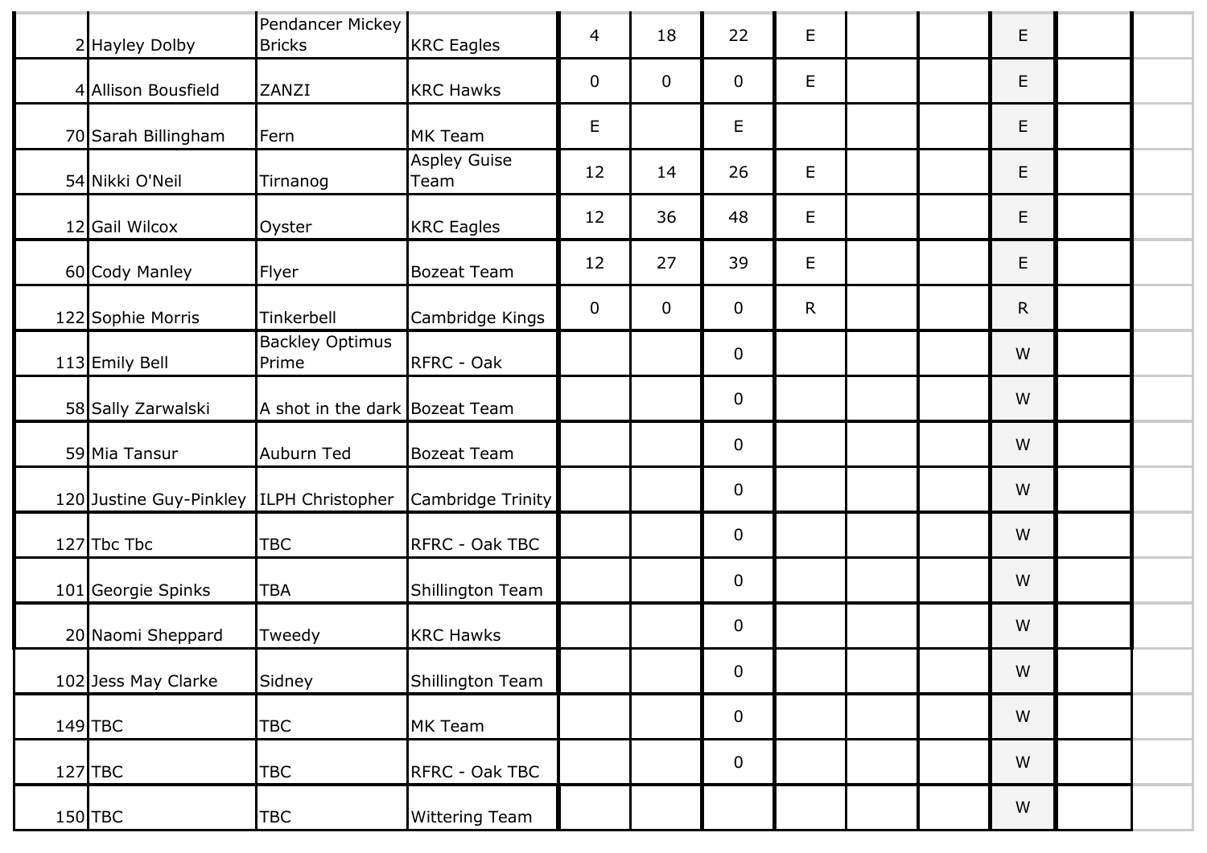| | | | | | | | | | | | | |
|---|---|---|---|---|---|---|---|---|---|---|---|---|
| 2 | Hayley Dolby | Pendancer Mickey Bricks | KRC Eagles | 4 | 18 | 22 | E | | | E | | |
| 4 | Allison Bousfield | ZANZI | KRC Hawks | 0 | 0 | 0 | E | | | E | | |
| 70 | Sarah Billingham | Fern | MK Team | E | | E | | | | E | | |
| 54 | Nikki O'Neil | Tirnanog | Aspley Guise Team | 12 | 14 | 26 | E | | | E | | |
| 12 | Gail Wilcox | Oyster | KRC Eagles | 12 | 36 | 48 | E | | | E | | |
| 60 | Cody Manley | Flyer | Bozeat Team | 12 | 27 | 39 | E | | | E | | |
| 122 | Sophie Morris | Tinkerbell | Cambridge Kings | 0 | 0 | 0 | R | | | R | | |
| 113 | Emily Bell | Backley Optimus Prime | RFRC - Oak | | | 0 | | | | W | | |
| 58 | Sally Zarwalski | A shot in the dark | Bozeat Team | | | 0 | | | | W | | |
| 59 | Mia Tansur | Auburn Ted | Bozeat Team | | | 0 | | | | W | | |
| 120 | Justine Guy-Pinkley | ILPH Christopher | Cambridge Trinity | | | 0 | | | | W | | |
| 127 | Tbc Tbc | TBC | RFRC - Oak TBC | | | 0 | | | | W | | |
| 101 | Georgie Spinks | TBA | Shillington Team | | | 0 | | | | W | | |
| 20 | Naomi Sheppard | Tweedy | KRC Hawks | | | 0 | | | | W | | |
| 102 | Jess May Clarke | Sidney | Shillington Team | | | 0 | | | | W | | |
| 149 | TBC | TBC | MK Team | | | 0 | | | | W | | |
| 127 | TBC | TBC | RFRC - Oak TBC | | | 0 | | | | W | | |
| 150 | TBC | TBC | Wittering Team | | | | | | | W | | |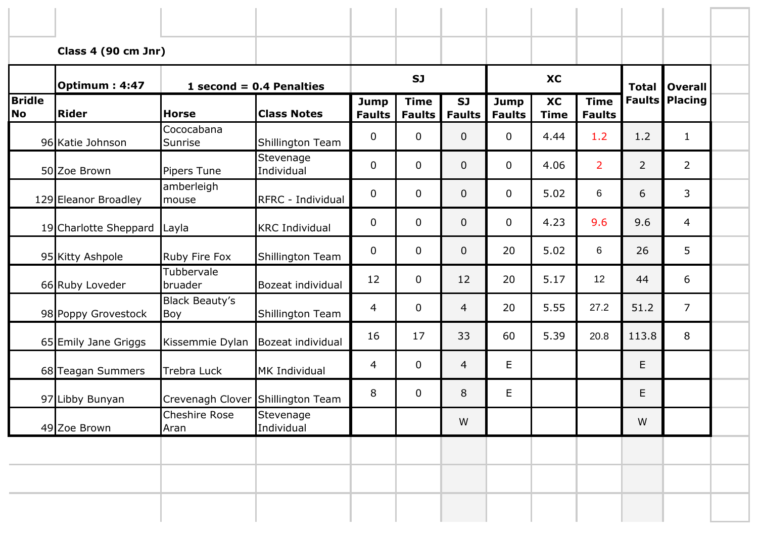**Class 4 (90 cm Jnr)**

| | Optimum : 4:47 | 1 second = 0.4 Penalties | | SJ | | | XC | | | Total Faults | Overall Placing |
|---|---|---|---|---|---|---|---|---|---|---|---|
| Bridle No | Rider | Horse | Class Notes | Jump Faults | Time Faults | SJ Faults | Jump Faults | XC Time | Time Faults | | |
| 96 | Katie Johnson | Cococabana Sunrise | Shillington Team | 0 | 0 | 0 | 0 | 4.44 | 1.2 | 1.2 | 1 |
| 50 | Zoe Brown | Pipers Tune | Stevenage Individual | 0 | 0 | 0 | 0 | 4.06 | 2 | 2 | 2 |
| 129 | Eleanor Broadley | amberleigh mouse | RFRC - Individual | 0 | 0 | 0 | 0 | 5.02 | 6 | 6 | 3 |
| 19 | Charlotte Sheppard | Layla | KRC Individual | 0 | 0 | 0 | 0 | 4.23 | 9.6 | 9.6 | 4 |
| 95 | Kitty Ashpole | Ruby Fire Fox | Shillington Team | 0 | 0 | 0 | 20 | 5.02 | 6 | 26 | 5 |
| 66 | Ruby Loveder | Tubbervale bruader | Bozeat individual | 12 | 0 | 12 | 20 | 5.17 | 12 | 44 | 6 |
| 98 | Poppy Grovestock | Black Beauty's Boy | Shillington Team | 4 | 0 | 4 | 20 | 5.55 | 27.2 | 51.2 | 7 |
| 65 | Emily Jane Griggs | Kissemmie Dylan | Bozeat individual | 16 | 17 | 33 | 60 | 5.39 | 20.8 | 113.8 | 8 |
| 68 | Teagan Summers | Trebra Luck | MK Individual | 4 | 0 | 4 | E | | | E | |
| 97 | Libby Bunyan | Crevenagh Clover | Shillington Team | 8 | 0 | 8 | E | | | E | |
| 49 | Zoe Brown | Cheshire Rose Aran | Stevenage Individual | | | W | | | | W | |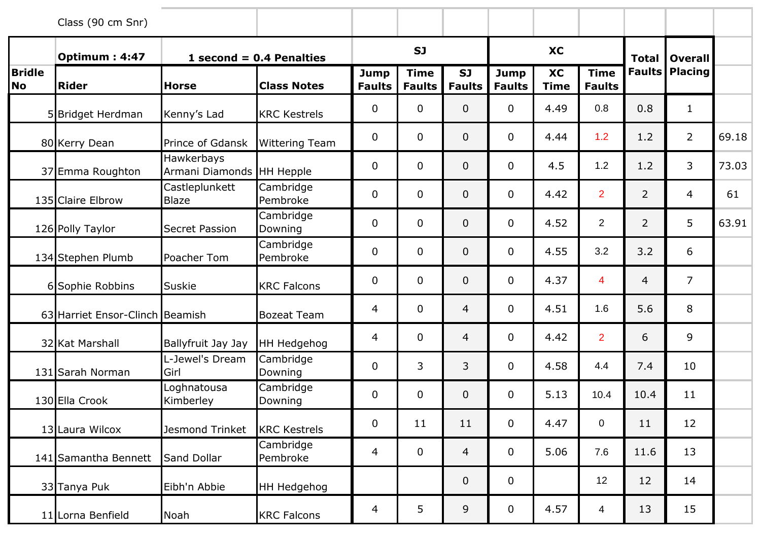Class (90 cm Snr)

| Bridle No | Rider | Horse | Class Notes | SJ Jump Faults | SJ Time Faults | SJ Faults | XC Jump Faults | XC Time | XC Time Faults | Total Faults | Overall Placing | |
|---|---|---|---|---|---|---|---|---|---|---|---|---|
| | **Optimum : 4:47** | **1 second = 0.4 Penalties** | | | | | | | | | | |
| 5 | Bridget Herdman | Kenny's Lad | KRC Kestrels | 0 | 0 | 0 | 0 | 4.49 | 0.8 | 0.8 | 1 | |
| 80 | Kerry Dean | Prince of Gdansk | Wittering Team | 0 | 0 | 0 | 0 | 4.44 | 1.2 | 1.2 | 2 | 69.18 |
| 37 | Emma Roughton | Hawkerbays Armani Diamonds | HH Hepple | 0 | 0 | 0 | 0 | 4.5 | 1.2 | 1.2 | 3 | 73.03 |
| 135 | Claire Elbrow | Castleplunkett Blaze | Cambridge Pembroke | 0 | 0 | 0 | 0 | 4.42 | 2 | 2 | 4 | 61 |
| 126 | Polly Taylor | Secret Passion | Cambridge Downing | 0 | 0 | 0 | 0 | 4.52 | 2 | 2 | 5 | 63.91 |
| 134 | Stephen Plumb | Poacher Tom | Cambridge Pembroke | 0 | 0 | 0 | 0 | 4.55 | 3.2 | 3.2 | 6 | |
| 6 | Sophie Robbins | Suskie | KRC Falcons | 0 | 0 | 0 | 0 | 4.37 | 4 | 4 | 7 | |
| 63 | Harriet Ensor-Clinch | Beamish | Bozeat Team | 4 | 0 | 4 | 0 | 4.51 | 1.6 | 5.6 | 8 | |
| 32 | Kat Marshall | Ballyfruit Jay Jay | HH Hedgehog | 4 | 0 | 4 | 0 | 4.42 | 2 | 6 | 9 | |
| 131 | Sarah Norman | L-Jewel's Dream Girl | Cambridge Downing | 0 | 3 | 3 | 0 | 4.58 | 4.4 | 7.4 | 10 | |
| 130 | Ella Crook | Loghnatousa Kimberley | Cambridge Downing | 0 | 0 | 0 | 0 | 5.13 | 10.4 | 10.4 | 11 | |
| 13 | Laura Wilcox | Jesmond Trinket | KRC Kestrels | 0 | 11 | 11 | 0 | 4.47 | 0 | 11 | 12 | |
| 141 | Samantha Bennett | Sand Dollar | Cambridge Pembroke | 4 | 0 | 4 | 0 | 5.06 | 7.6 | 11.6 | 13 | |
| 33 | Tanya Puk | Eibh'n Abbie | HH Hedgehog | | | 0 | 0 | | 12 | 12 | 14 | |
| 11 | Lorna Benfield | Noah | KRC Falcons | 4 | 5 | 9 | 0 | 4.57 | 4 | 13 | 15 | |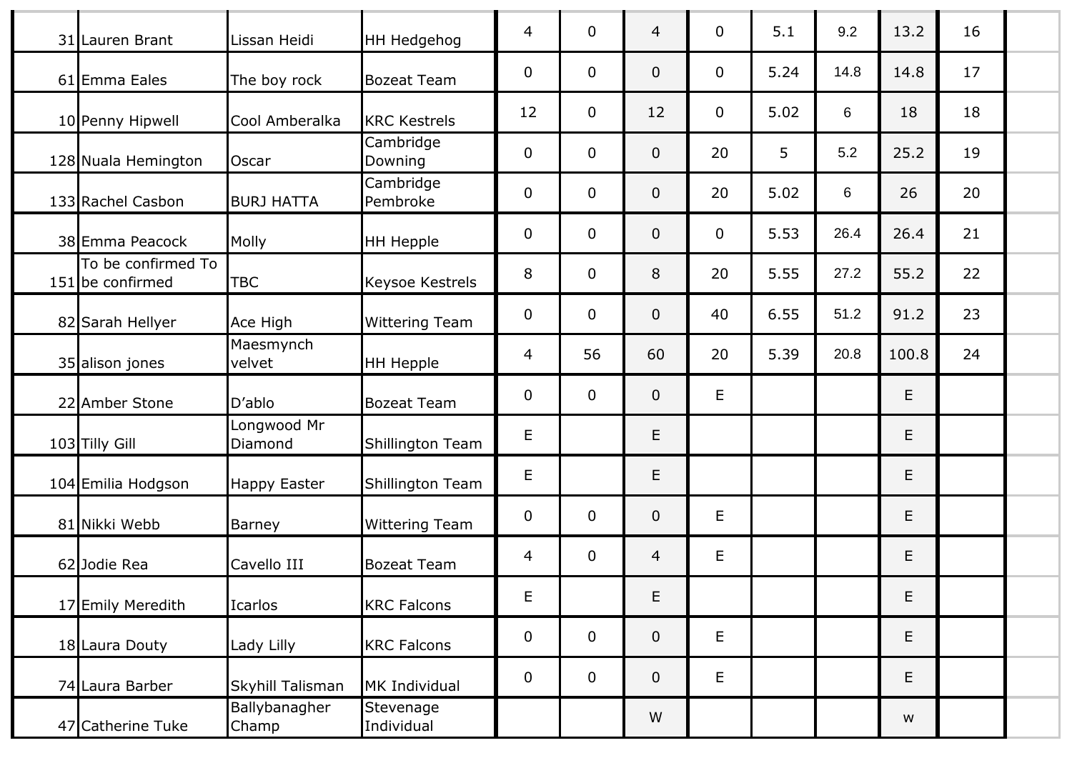| | | | | | | | | | | | |
|---|---|---|---|---|---|---|---|---|---|---|---|
| 31 | Lauren Brant | Lissan Heidi | HH Hedgehog | 4 | 0 | 4 | 0 | 5.1 | 9.2 | 13.2 | 16 |
| 61 | Emma Eales | The boy rock | Bozeat Team | 0 | 0 | 0 | 0 | 5.24 | 14.8 | 14.8 | 17 |
| 10 | Penny Hipwell | Cool Amberalka | KRC Kestrels | 12 | 0 | 12 | 0 | 5.02 | 6 | 18 | 18 |
| 128 | Nuala Hemington | Oscar | Cambridge Downing | 0 | 0 | 0 | 20 | 5 | 5.2 | 25.2 | 19 |
| 133 | Rachel Casbon | BURJ HATTA | Cambridge Pembroke | 0 | 0 | 0 | 20 | 5.02 | 6 | 26 | 20 |
| 38 | Emma Peacock | Molly | HH Hepple | 0 | 0 | 0 | 0 | 5.53 | 26.4 | 26.4 | 21 |
| 151 | To be confirmed To be confirmed | TBC | Keysoe Kestrels | 8 | 0 | 8 | 20 | 5.55 | 27.2 | 55.2 | 22 |
| 82 | Sarah Hellyer | Ace High | Wittering Team | 0 | 0 | 0 | 40 | 6.55 | 51.2 | 91.2 | 23 |
| 35 | alison jones | Maesmynch velvet | HH Hepple | 4 | 56 | 60 | 20 | 5.39 | 20.8 | 100.8 | 24 |
| 22 | Amber Stone | D'ablo | Bozeat Team | 0 | 0 | 0 | E | | | E | |
| 103 | Tilly Gill | Longwood Mr Diamond | Shillington Team | E | | E | | | | E | |
| 104 | Emilia Hodgson | Happy Easter | Shillington Team | E | | E | | | | E | |
| 81 | Nikki Webb | Barney | Wittering Team | 0 | 0 | 0 | E | | | E | |
| 62 | Jodie Rea | Cavello III | Bozeat Team | 4 | 0 | 4 | E | | | E | |
| 17 | Emily Meredith | Icarlos | KRC Falcons | E | | E | | | | E | |
| 18 | Laura Douty | Lady Lilly | KRC Falcons | 0 | 0 | 0 | E | | | E | |
| 74 | Laura Barber | Skyhill Talisman | MK Individual | 0 | 0 | 0 | E | | | E | |
| 47 | Catherine Tuke | Ballybanagher Champ | Stevenage Individual | | | W | | | | w | |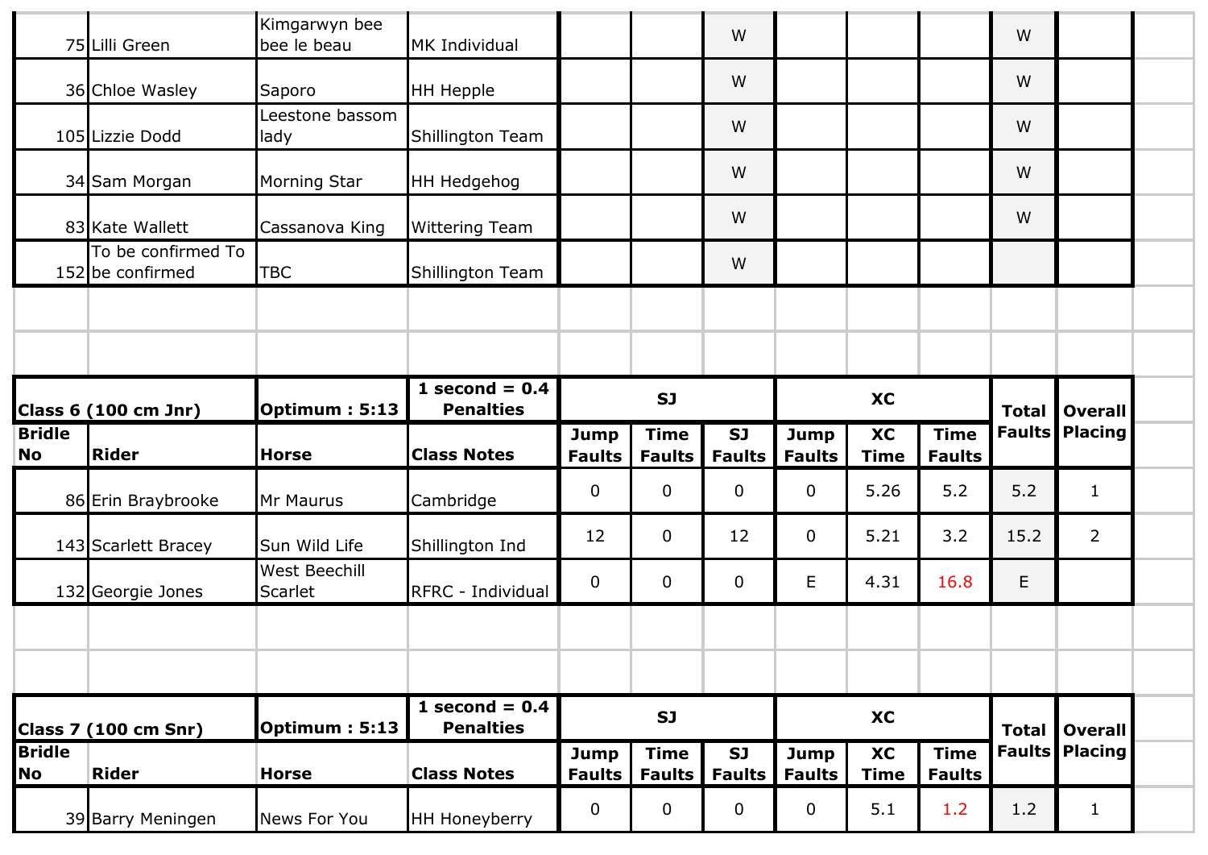| Bridle No | Rider | Horse | Class Notes | Jump Faults | Time Faults | SJ Faults | Jump Faults | XC Time | Time Faults | Total Faults | Overall Placing |
|---|---|---|---|---|---|---|---|---|---|---|---|
| 75 | Lilli Green | Kimgarwyn bee bee le beau | MK Individual | | | W | | | | W | |
| 36 | Chloe Wasley | Saporo | HH Hepple | | | W | | | | W | |
| 105 | Lizzie Dodd | Leestone bassom lady | Shillington Team | | | W | | | | W | |
| 34 | Sam Morgan | Morning Star | HH Hedgehog | | | W | | | | W | |
| 83 | Kate Wallett | Cassanova King | Wittering Team | | | W | | | | W | |
| 152 | To be confirmed To be confirmed | TBC | Shillington Team | | | W | | | | | |

| Class 6 (100 cm Jnr) | Optimum : 5:13 | 1 second = 0.4 Penalties | SJ | | | XC | | | Total Faults | Overall Placing |
|---|---|---|---|---|---|---|---|---|---|---|
| **Bridle No** | **Rider** | **Horse** | **Class Notes** | **Jump Faults** | **Time Faults** | **SJ Faults** | **Jump Faults** | **XC Time** | **Time Faults** | | |
| 86 | Erin Braybrooke | Mr Maurus | Cambridge | 0 | 0 | 0 | 0 | 5.26 | 5.2 | 5.2 | 1 |
| 143 | Scarlett Bracey | Sun Wild Life | Shillington Ind | 12 | 0 | 12 | 0 | 5.21 | 3.2 | 15.2 | 2 |
| 132 | Georgie Jones | West Beechill Scarlet | RFRC - Individual | 0 | 0 | 0 | E | 4.31 | 16.8 | E | |

| Class 7 (100 cm Snr) | Optimum : 5:13 | 1 second = 0.4 Penalties | SJ | | | XC | | | Total Faults | Overall Placing |
|---|---|---|---|---|---|---|---|---|---|---|
| **Bridle No** | **Rider** | **Horse** | **Class Notes** | **Jump Faults** | **Time Faults** | **SJ Faults** | **Jump Faults** | **XC Time** | **Time Faults** | | |
| 39 | Barry Meningen | News For You | HH Honeyberry | 0 | 0 | 0 | 0 | 5.1 | 1.2 | 1.2 | 1 |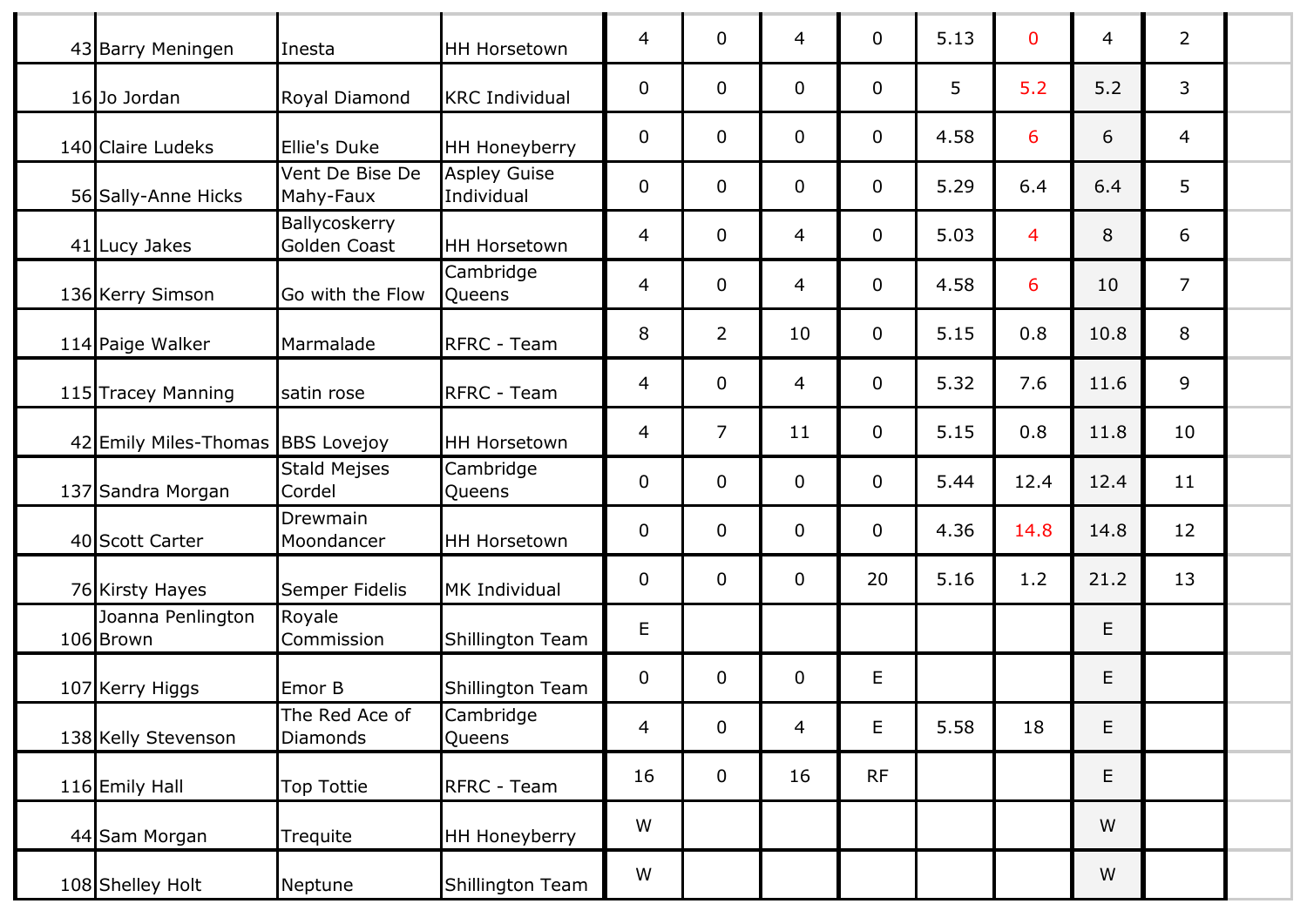| | | | | | | | | | | | | |
|---|---|---|---|---|---|---|---|---|---|---|---|---|
| 43 | Barry Meningen | Inesta | HH Horsetown | 4 | 0 | 4 | 0 | 5.13 | 0 | 4 | 2 | |
| 16 | Jo Jordan | Royal Diamond | KRC Individual | 0 | 0 | 0 | 0 | 5 | 5.2 | 5.2 | 3 | |
| 140 | Claire Ludeks | Ellie's Duke | HH Honeyberry | 0 | 0 | 0 | 0 | 4.58 | 6 | 6 | 4 | |
| 56 | Sally-Anne Hicks | Vent De Bise De Mahy-Faux | Aspley Guise Individual | 0 | 0 | 0 | 0 | 5.29 | 6.4 | 6.4 | 5 | |
| 41 | Lucy Jakes | Ballycoskerry Golden Coast | HH Horsetown | 4 | 0 | 4 | 0 | 5.03 | 4 | 8 | 6 | |
| 136 | Kerry Simson | Go with the Flow | Cambridge Queens | 4 | 0 | 4 | 0 | 4.58 | 6 | 10 | 7 | |
| 114 | Paige Walker | Marmalade | RFRC - Team | 8 | 2 | 10 | 0 | 5.15 | 0.8 | 10.8 | 8 | |
| 115 | Tracey Manning | satin rose | RFRC - Team | 4 | 0 | 4 | 0 | 5.32 | 7.6 | 11.6 | 9 | |
| 42 | Emily Miles-Thomas | BBS Lovejoy | HH Horsetown | 4 | 7 | 11 | 0 | 5.15 | 0.8 | 11.8 | 10 | |
| 137 | Sandra Morgan | Stald Mejses Cordel | Cambridge Queens | 0 | 0 | 0 | 0 | 5.44 | 12.4 | 12.4 | 11 | |
| 40 | Scott Carter | Drewmain Moondancer | HH Horsetown | 0 | 0 | 0 | 0 | 4.36 | 14.8 | 14.8 | 12 | |
| 76 | Kirsty Hayes | Semper Fidelis | MK Individual | 0 | 0 | 0 | 20 | 5.16 | 1.2 | 21.2 | 13 | |
| 106 | Joanna Penlington Brown | Royale Commission | Shillington Team | E | | | | | | E | | |
| 107 | Kerry Higgs | Emor B | Shillington Team | 0 | 0 | 0 | E | | | E | | |
| 138 | Kelly Stevenson | The Red Ace of Diamonds | Cambridge Queens | 4 | 0 | 4 | E | 5.58 | 18 | E | | |
| 116 | Emily Hall | Top Tottie | RFRC - Team | 16 | 0 | 16 | RF | | | E | | |
| 44 | Sam Morgan | Trequite | HH Honeyberry | W | | | | | | W | | |
| 108 | Shelley Holt | Neptune | Shillington Team | W | | | | | | W | | |